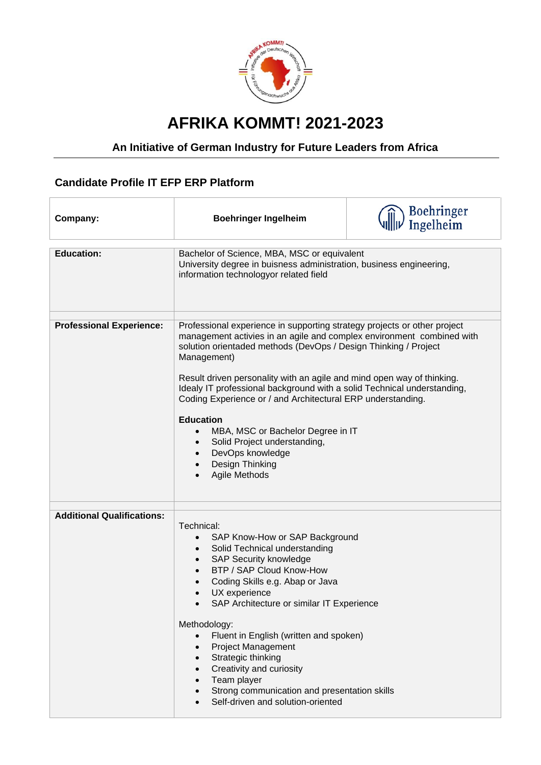# AFRIKA KOMMT! 2021-2023

### An Initiative of German Industry for Future Leaders from Africa

## Candidate Profile IT EFP ERP Platform

| **Company:** | **Boehringer Ingelheim** |
|---|---|
| **Education:** | Bachelor of Science, MBA, MSC or equivalent<br>University degree in buisness administration, business engineering, information technologyor related field |
| **Professional Experience:** | Professional experience in supporting strategy projects or other project management activies in an agile and complex environment combined with solution orientaded methods (DevOps / Design Thinking / Project Management)<br><br>Result driven personality with an agile and mind open way of thinking. Idealy IT professional background with a solid Technical understanding, Coding Experience or / and Architectural ERP understanding.<br><br>**Education**<br>• MBA, MSC or Bachelor Degree in IT<br>• Solid Project understanding,<br>• DevOps knowledge<br>• Design Thinking<br>• Agile Methods |
| **Additional Qualifications:** | Technical:<br>• SAP Know-How or SAP Background<br>• Solid Technical understanding<br>• SAP Security knowledge<br>• BTP / SAP Cloud Know-How<br>• Coding Skills e.g. Abap or Java<br>• UX experience<br>• SAP Architecture or similar IT Experience<br><br>Methodology:<br>• Fluent in English (written and spoken)<br>• Project Management<br>• Strategic thinking<br>• Creativity and curiosity<br>• Team player<br>• Strong communication and presentation skills<br>• Self-driven and solution-oriented |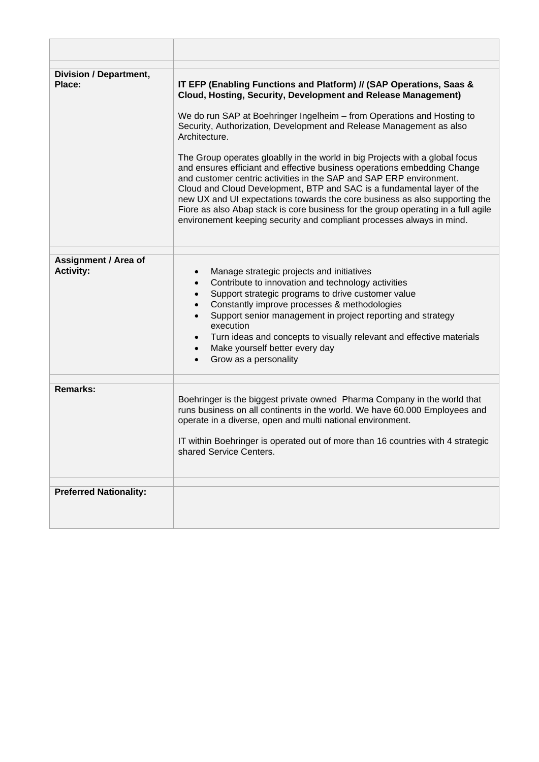| | |
|---|---|
| **Division / Department, Place:** | **IT EFP (Enabling Functions and Platform) // (SAP Operations, Saas & Cloud, Hosting, Security, Development and Release Management)**<br><br>We do run SAP at Boehringer Ingelheim – from Operations and Hosting to Security, Authorization, Development and Release Management as also Architecture.<br><br>The Group operates gloablly in the world in big Projects with a global focus and ensures efficiant and effective business operations embedding Change and customer centric activities in the SAP and SAP ERP environment. Cloud and Cloud Development, BTP and SAC is a fundamental layer of the new UX and UI expectations towards the core business as also supporting the Fiore as also Abap stack is core business for the group operating in a full agile environement keeping security and compliant processes always in mind. |
| **Assignment / Area of Activity:** | • Manage strategic projects and initiatives<br>• Contribute to innovation and technology activities<br>• Support strategic programs to drive customer value<br>• Constantly improve processes & methodologies<br>• Support senior management in project reporting and strategy execution<br>• Turn ideas and concepts to visually relevant and effective materials<br>• Make yourself better every day<br>• Grow as a personality |
| **Remarks:** | Boehringer is the biggest private owned Pharma Company in the world that runs business on all continents in the world. We have 60.000 Employees and operate in a diverse, open and multi national environment.<br><br>IT within Boehringer is operated out of more than 16 countries with 4 strategic shared Service Centers. |
| **Preferred Nationality:** | |